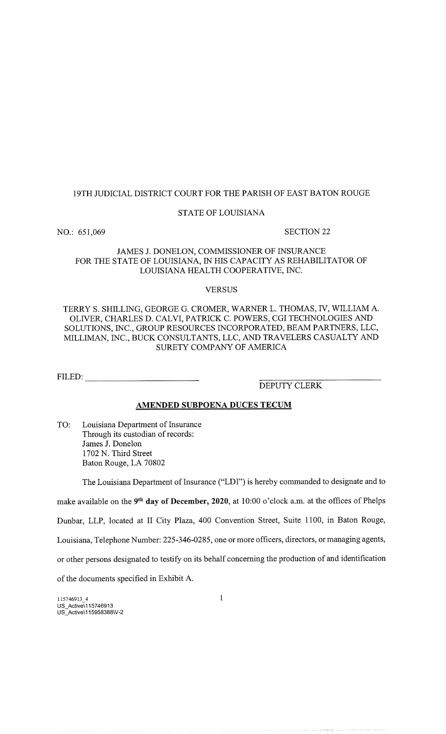19TH JUDICIAL DISTRICT COURT FOR THE PARISH OF EAST BATON ROUGE

STATE OF LOUISIANA

NO.: 651,069 SECTION 22

JAMES J. DONELON, COMMISSIONER OF INSURANCE FOR THE STATE OF LOUISIANA, IN HIS CAPACITY AS REHABILITATOR OF LOUISIANA HEALTH COOPERATIVE, INC.

VERSUS

TERRY S. SHILLING, GEORGE G. CROMER, WARNER L. THOMAS, IV, WILLIAM A. OLIVER, CHARLES D. CALVI, PATRICK C. POWERS, CGI TECHNOLOGIES AND SOLUTIONS, INC., GROUP RESOURCES INCORPORATED, BEAM PARTNERS, LLC, MILLIMAN, INC., BUCK CONSULTANTS, LLC, AND TRAVELERS CASUALTY AND SURETY COMPANY OF AMERICA

FILED: ______________________

______________________
DEPUTY CLERK

## AMENDED SUBPOENA DUCES TECUM

TO: Louisiana Department of Insurance
Through its custodian of records:
James J. Donelon
1702 N. Third Street
Baton Rouge, LA 70802

The Louisiana Department of Insurance ("LDI") is hereby commanded to designate and to make available on the **9th day of December, 2020**, at 10:00 o'clock a.m. at the offices of Phelps Dunbar, LLP, located at II City Plaza, 400 Convention Street, Suite 1100, in Baton Rouge, Louisiana, Telephone Number: 225-346-0285, one or more officers, directors, or managing agents, or other persons designated to testify on its behalf concerning the production of and identification of the documents specified in Exhibit A.

115746913_4
US_Active\115746913
US_Active\115958388\V-2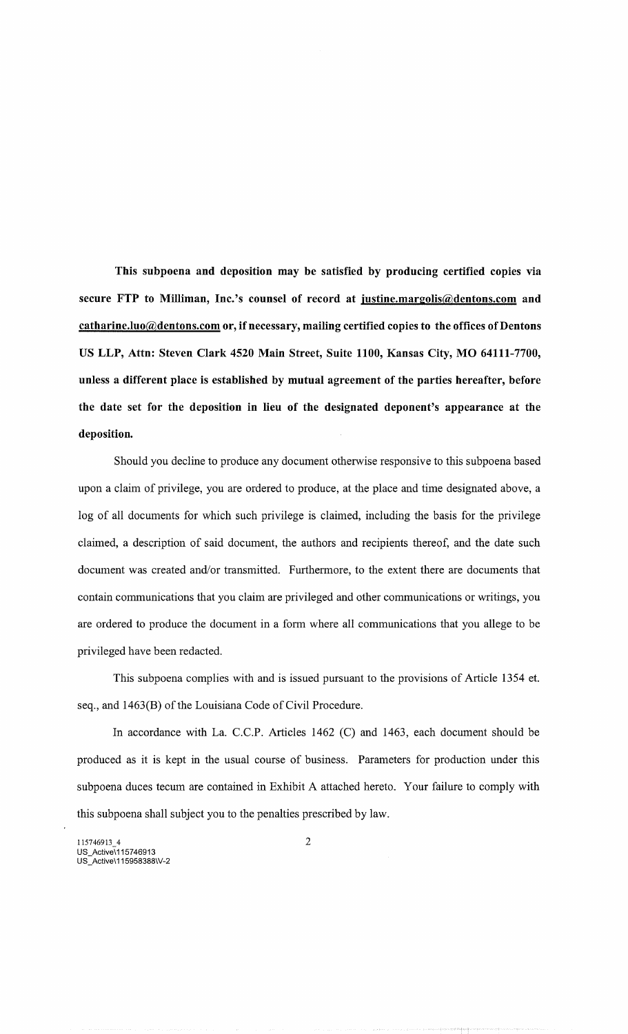**This subpoena and deposition may be satisfied by producing certified copies via secure FTP to Milliman, Inc.'s counsel of record at justine.margolis@dentons.com and catharine.luo@dentons.com or, if necessary, mailing certified copies to the offices of Dentons US LLP, Attn: Steven Clark 4520 Main Street, Suite 1100, Kansas City, MO 64111-7700, unless a different place is established by mutual agreement of the parties hereafter, before the date set for the deposition in lieu of the designated deponent's appearance at the deposition.**

Should you decline to produce any document otherwise responsive to this subpoena based upon a claim of privilege, you are ordered to produce, at the place and time designated above, a log of all documents for which such privilege is claimed, including the basis for the privilege claimed, a description of said document, the authors and recipients thereof, and the date such document was created and/or transmitted. Furthermore, to the extent there are documents that contain communications that you claim are privileged and other communications or writings, you are ordered to produce the document in a form where all communications that you allege to be privileged have been redacted.

This subpoena complies with and is issued pursuant to the provisions of Article 1354 et. seq., and 1463(B) of the Louisiana Code of Civil Procedure.

In accordance with La. C.C.P. Articles 1462 (C) and 1463, each document should be produced as it is kept in the usual course of business. Parameters for production under this subpoena duces tecum are contained in Exhibit A attached hereto. Your failure to comply with this subpoena shall subject you to the penalties prescribed by law.

115746913_4
US_Active\115746913
US_Active\115958388\V-2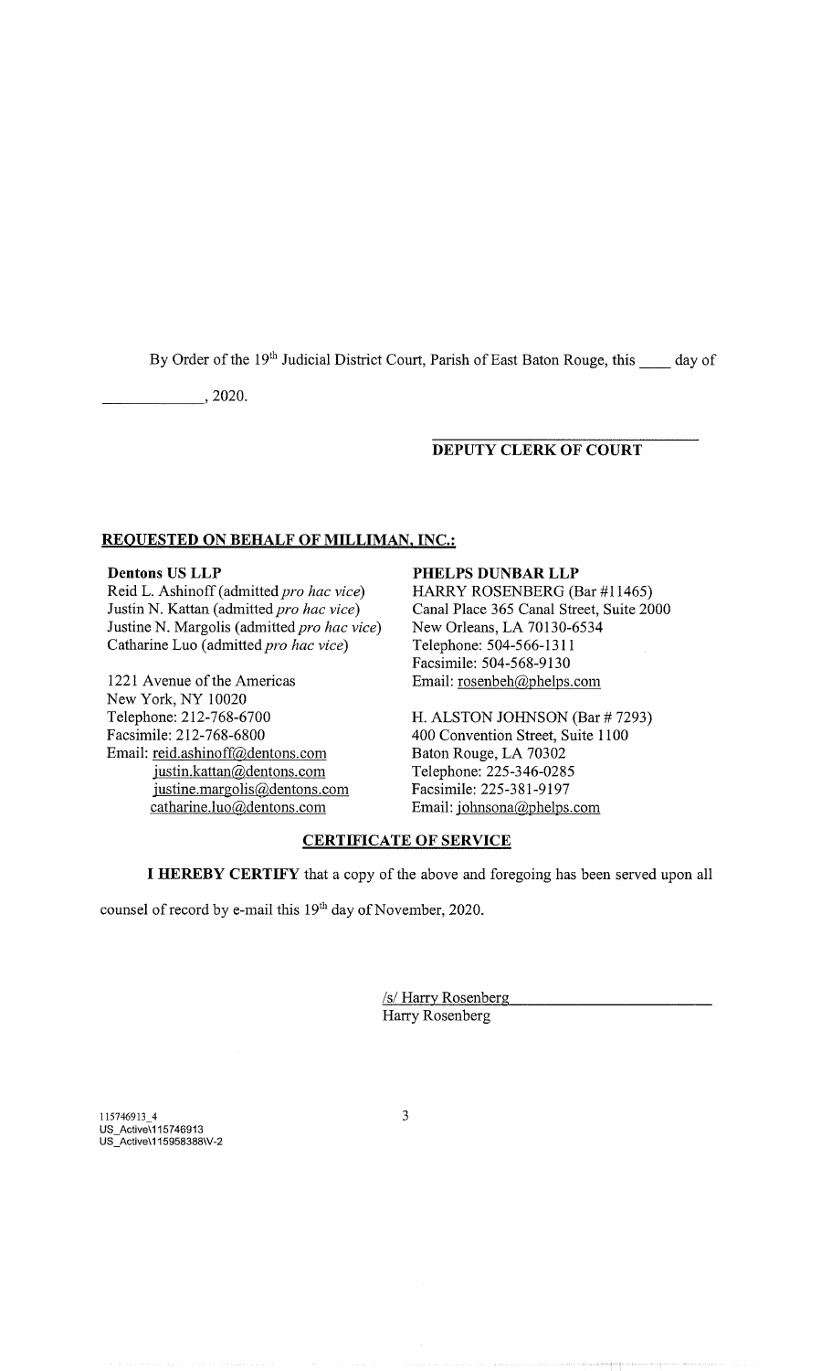By Order of the 19th Judicial District Court, Parish of East Baton Rouge, this \_\_\_\_ day of

\_\_\_\_\_\_\_\_\_\_\_\_\_, 2020.

\_\_\_\_\_\_\_\_\_\_\_\_\_\_\_\_\_\_\_\_\_\_\_\_\_\_\_\_\_\_\_\_\_\_
**DEPUTY CLERK OF COURT**

**REQUESTED ON BEHALF OF MILLIMAN, INC.:**

**Dentons US LLP**
Reid L. Ashinoff (admitted *pro hac vice*)
Justin N. Kattan (admitted *pro hac vice*)
Justine N. Margolis (admitted *pro hac vice*)
Catharine Luo (admitted *pro hac vice*)

1221 Avenue of the Americas
New York, NY 10020
Telephone: 212-768-6700
Facsimile: 212-768-6800
Email: reid.ashinoff@dentons.com
justin.kattan@dentons.com
justine.margolis@dentons.com
catharine.luo@dentons.com

**PHELPS DUNBAR LLP**
HARRY ROSENBERG (Bar #11465)
Canal Place 365 Canal Street, Suite 2000
New Orleans, LA 70130-6534
Telephone: 504-566-1311
Facsimile: 504-568-9130
Email: rosenbeh@phelps.com

H. ALSTON JOHNSON (Bar # 7293)
400 Convention Street, Suite 1100
Baton Rouge, LA 70302
Telephone: 225-346-0285
Facsimile: 225-381-9197
Email: johnsona@phelps.com

**CERTIFICATE OF SERVICE**

**I HEREBY CERTIFY** that a copy of the above and foregoing has been served upon all counsel of record by e-mail this 19th day of November, 2020.

/s/ Harry Rosenberg
Harry Rosenberg

115746913_4
US_Active\115746913
US_Active\115958388\V-2